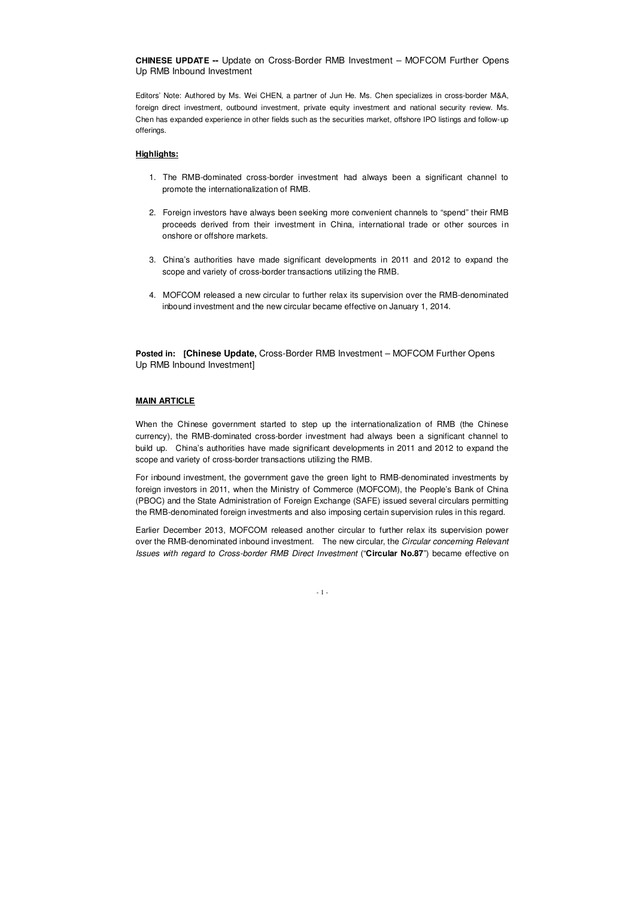**CHINESE UPDATE --** Update on Cross-Border RMB Investment – MOFCOM Further Opens Up RMB Inbound Investment

Editors' Note: Authored by Ms. Wei CHEN, a partner of Jun He. Ms. Chen specializes in cross-border M&A, foreign direct investment, outbound investment, private equity investment and national security review. Ms. Chen has expanded experience in other fields such as the securities market, offshore IPO listings and follow-up offerings.

**Highlights:**

1. The RMB-dominated cross-border investment had always been a significant channel to promote the internationalization of RMB.

2. Foreign investors have always been seeking more convenient channels to "spend" their RMB proceeds derived from their investment in China, international trade or other sources in onshore or offshore markets.

3. China's authorities have made significant developments in 2011 and 2012 to expand the scope and variety of cross-border transactions utilizing the RMB.

4. MOFCOM released a new circular to further relax its supervision over the RMB-denominated inbound investment and the new circular became effective on January 1, 2014.

**Posted in:** **[Chinese Update,** Cross-Border RMB Investment – MOFCOM Further Opens Up RMB Inbound Investment]

**MAIN ARTICLE**

When the Chinese government started to step up the internationalization of RMB (the Chinese currency), the RMB-dominated cross-border investment had always been a significant channel to build up. China's authorities have made significant developments in 2011 and 2012 to expand the scope and variety of cross-border transactions utilizing the RMB.

For inbound investment, the government gave the green light to RMB-denominated investments by foreign investors in 2011, when the Ministry of Commerce (MOFCOM), the People's Bank of China (PBOC) and the State Administration of Foreign Exchange (SAFE) issued several circulars permitting the RMB-denominated foreign investments and also imposing certain supervision rules in this regard.

Earlier December 2013, MOFCOM released another circular to further relax its supervision power over the RMB-denominated inbound investment. The new circular, the *Circular concerning Relevant Issues with regard to Cross-border RMB Direct Investment* ("**Circular No.87**") became effective on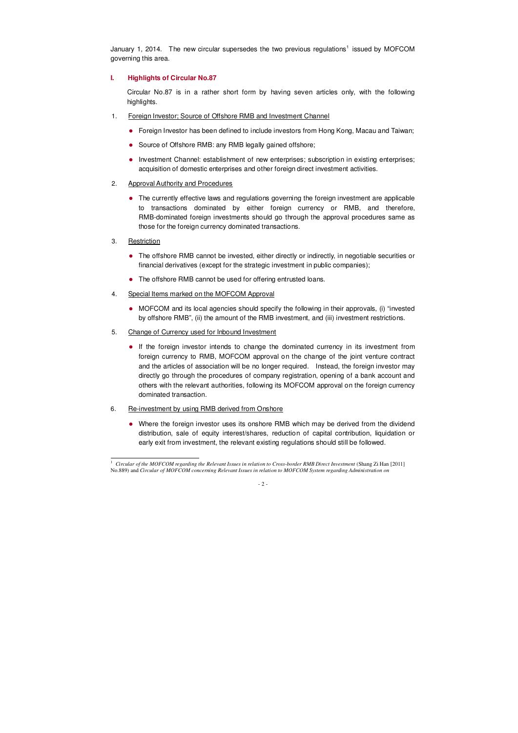January 1, 2014. The new circular supersedes the two previous regulations[1] issued by MOFCOM governing this area.

## I. Highlights of Circular No.87

Circular No.87 is in a rather short form by having seven articles only, with the following highlights.

1. Foreign Investor; Source of Offshore RMB and Investment Channel

   - Foreign Investor has been defined to include investors from Hong Kong, Macau and Taiwan;
   - Source of Offshore RMB: any RMB legally gained offshore;
   - Investment Channel: establishment of new enterprises; subscription in existing enterprises; acquisition of domestic enterprises and other foreign direct investment activities.

2. Approval Authority and Procedures

   - The currently effective laws and regulations governing the foreign investment are applicable to transactions dominated by either foreign currency or RMB, and therefore, RMB-dominated foreign investments should go through the approval procedures same as those for the foreign currency dominated transactions.

3. Restriction

   - The offshore RMB cannot be invested, either directly or indirectly, in negotiable securities or financial derivatives (except for the strategic investment in public companies);
   - The offshore RMB cannot be used for offering entrusted loans.

4. Special Items marked on the MOFCOM Approval

   - MOFCOM and its local agencies should specify the following in their approvals, (i) "invested by offshore RMB", (ii) the amount of the RMB investment, and (iii) investment restrictions.

5. Change of Currency used for Inbound Investment

   - If the foreign investor intends to change the dominated currency in its investment from foreign currency to RMB, MOFCOM approval on the change of the joint venture contract and the articles of association will be no longer required. Instead, the foreign investor may directly go through the procedures of company registration, opening of a bank account and others with the relevant authorities, following its MOFCOM approval on the foreign currency dominated transaction.

6. Re-investment by using RMB derived from Onshore

   - Where the foreign investor uses its onshore RMB which may be derived from the dividend distribution, sale of equity interest/shares, reduction of capital contribution, liquidation or early exit from investment, the relevant existing regulations should still be followed.

---

[1] *Circular of the MOFCOM regarding the Relevant Issues in relation to Cross-border RMB Direct Investment* (Shang Zi Han [2011] No.889) and *Circular of MOFCOM concerning Relevant Issues in relation to MOFCOM System regarding Administration on*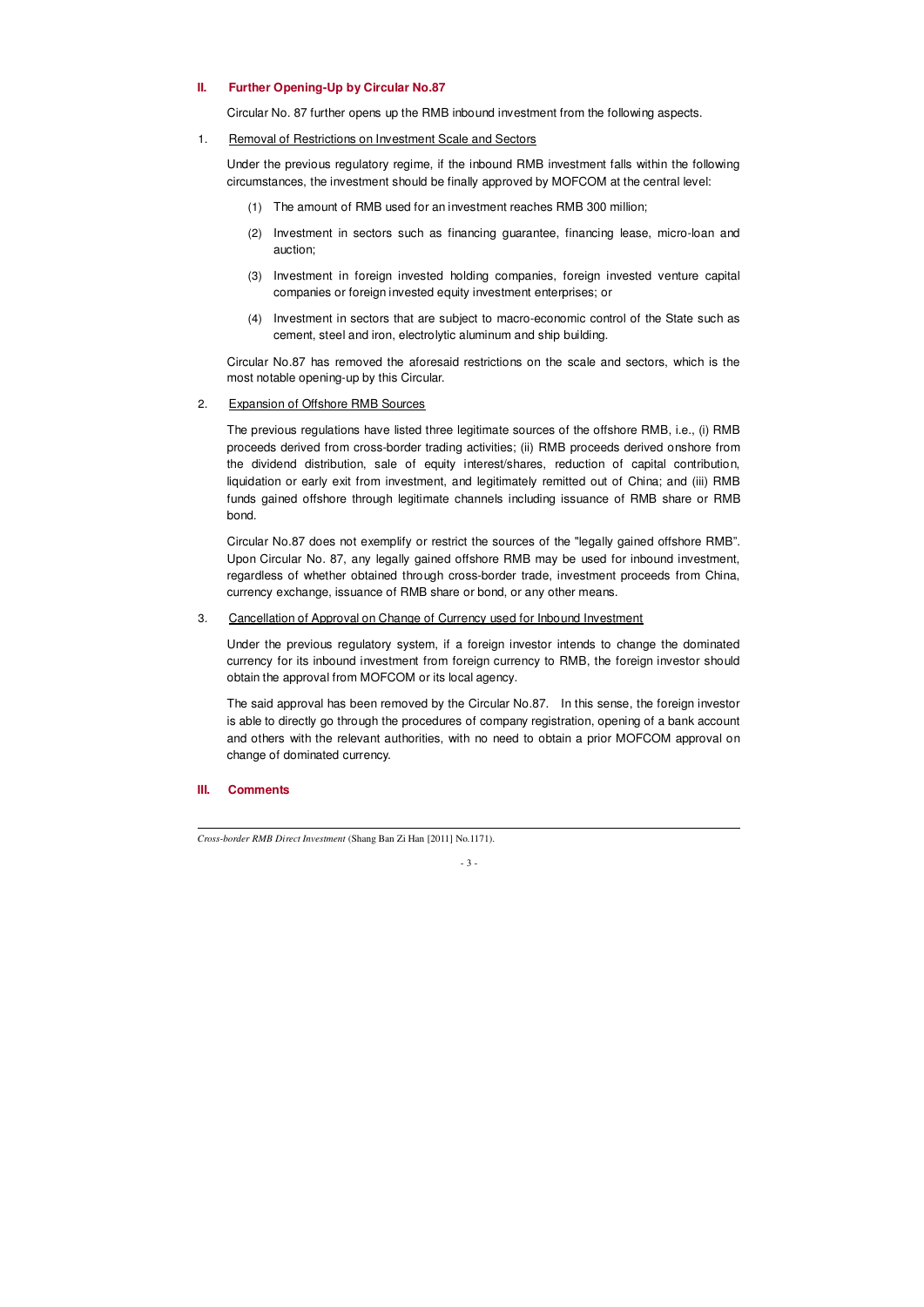## II. Further Opening-Up by Circular No.87

Circular No. 87 further opens up the RMB inbound investment from the following aspects.

1. Removal of Restrictions on Investment Scale and Sectors

Under the previous regulatory regime, if the inbound RMB investment falls within the following circumstances, the investment should be finally approved by MOFCOM at the central level:

(1) The amount of RMB used for an investment reaches RMB 300 million;

(2) Investment in sectors such as financing guarantee, financing lease, micro-loan and auction;

(3) Investment in foreign invested holding companies, foreign invested venture capital companies or foreign invested equity investment enterprises; or

(4) Investment in sectors that are subject to macro-economic control of the State such as cement, steel and iron, electrolytic aluminum and ship building.

Circular No.87 has removed the aforesaid restrictions on the scale and sectors, which is the most notable opening-up by this Circular.

2. Expansion of Offshore RMB Sources

The previous regulations have listed three legitimate sources of the offshore RMB, i.e., (i) RMB proceeds derived from cross-border trading activities; (ii) RMB proceeds derived onshore from the dividend distribution, sale of equity interest/shares, reduction of capital contribution, liquidation or early exit from investment, and legitimately remitted out of China; and (iii) RMB funds gained offshore through legitimate channels including issuance of RMB share or RMB bond.

Circular No.87 does not exemplify or restrict the sources of the "legally gained offshore RMB". Upon Circular No. 87, any legally gained offshore RMB may be used for inbound investment, regardless of whether obtained through cross-border trade, investment proceeds from China, currency exchange, issuance of RMB share or bond, or any other means.

3. Cancellation of Approval on Change of Currency used for Inbound Investment

Under the previous regulatory system, if a foreign investor intends to change the dominated currency for its inbound investment from foreign currency to RMB, the foreign investor should obtain the approval from MOFCOM or its local agency.

The said approval has been removed by the Circular No.87. In this sense, the foreign investor is able to directly go through the procedures of company registration, opening of a bank account and others with the relevant authorities, with no need to obtain a prior MOFCOM approval on change of dominated currency.

## III. Comments

*Cross-border RMB Direct Investment* (Shang Ban Zi Han [2011] No.1171).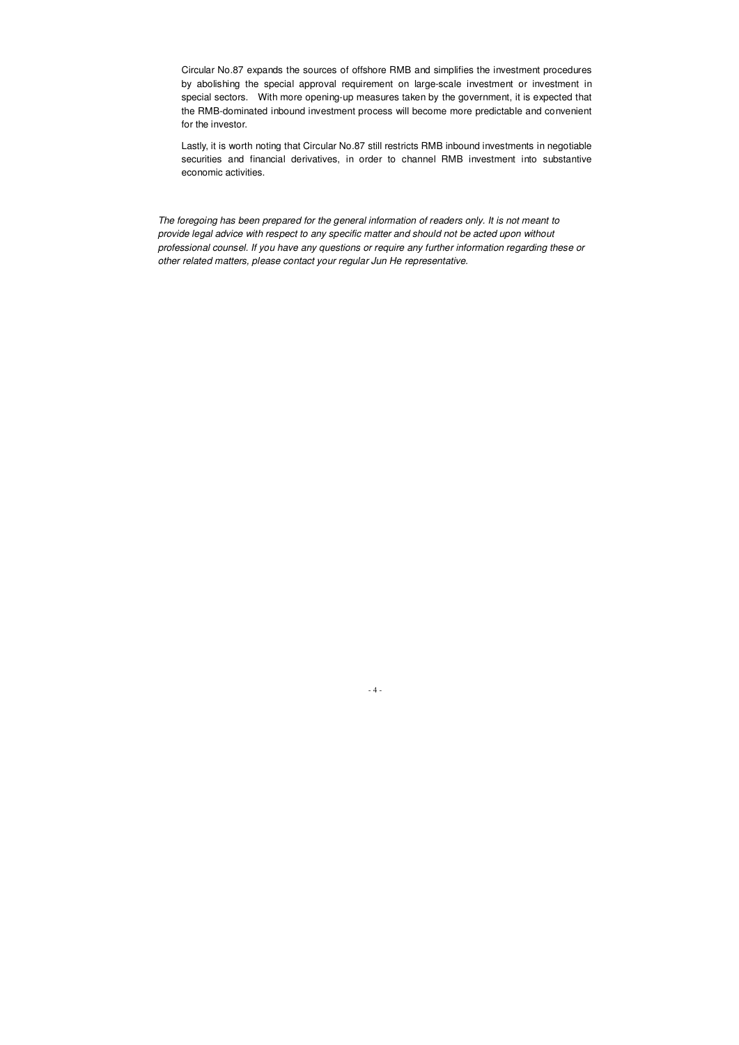Circular No.87 expands the sources of offshore RMB and simplifies the investment procedures by abolishing the special approval requirement on large-scale investment or investment in special sectors. With more opening-up measures taken by the government, it is expected that the RMB-dominated inbound investment process will become more predictable and convenient for the investor.

Lastly, it is worth noting that Circular No.87 still restricts RMB inbound investments in negotiable securities and financial derivatives, in order to channel RMB investment into substantive economic activities.

*The foregoing has been prepared for the general information of readers only. It is not meant to provide legal advice with respect to any specific matter and should not be acted upon without professional counsel. If you have any questions or require any further information regarding these or other related matters, please contact your regular Jun He representative.*